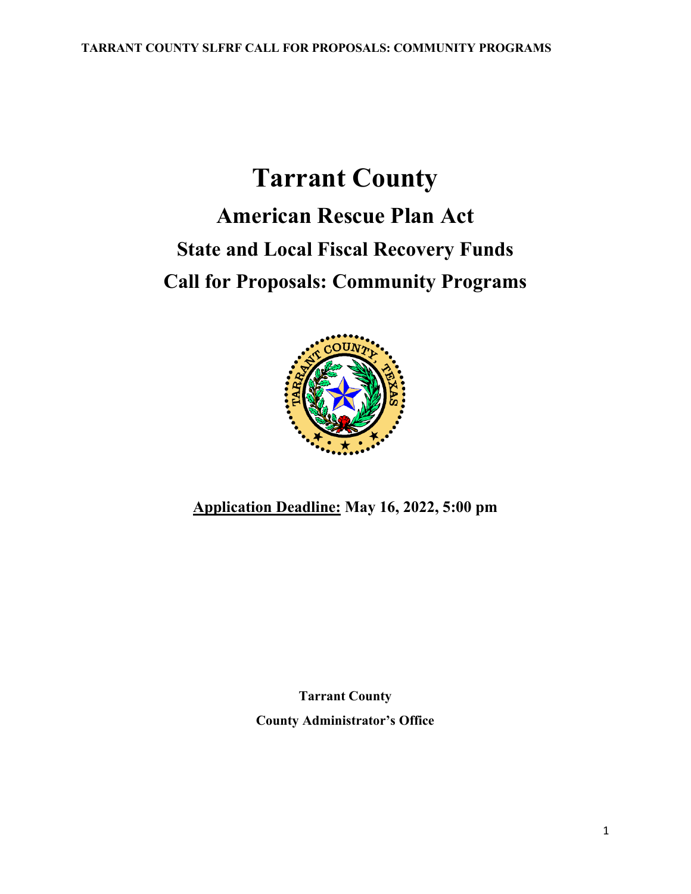# Tarrant County

## American Rescue Plan Act

## State and Local Fiscal Recovery Funds

## Call for Proposals: Community Programs

**<u>Application Deadline:</u> May 16, 2022, 5:00 pm**

**Tarrant County**

**County Administrator's Office**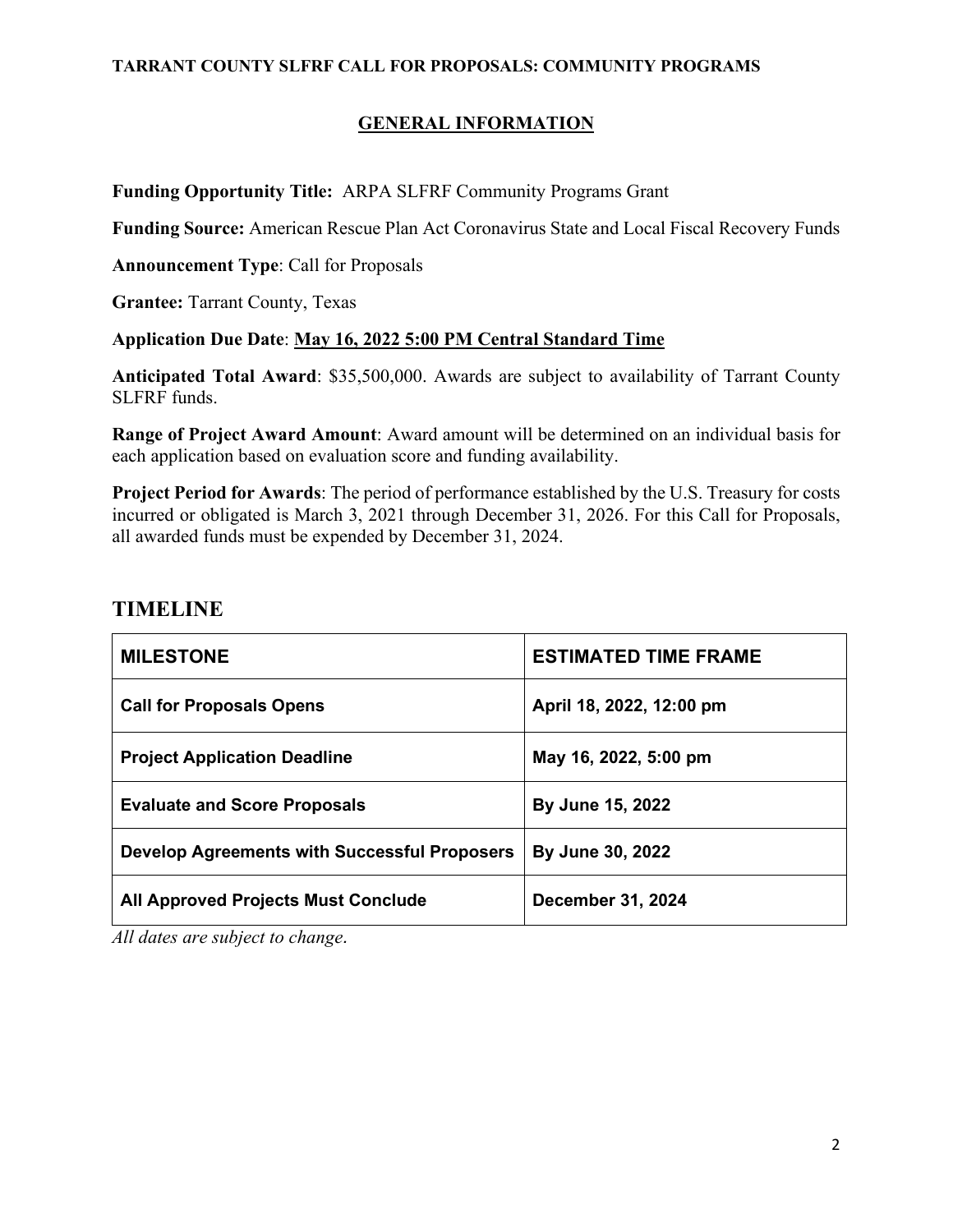## GENERAL INFORMATION

**Funding Opportunity Title:** ARPA SLFRF Community Programs Grant

**Funding Source:** American Rescue Plan Act Coronavirus State and Local Fiscal Recovery Funds

**Announcement Type**: Call for Proposals

**Grantee:** Tarrant County, Texas

**Application Due Date**: **May 16, 2022 5:00 PM Central Standard Time**

**Anticipated Total Award**: $35,500,000. Awards are subject to availability of Tarrant County SLFRF funds.

**Range of Project Award Amount**: Award amount will be determined on an individual basis for each application based on evaluation score and funding availability.

**Project Period for Awards**: The period of performance established by the U.S. Treasury for costs incurred or obligated is March 3, 2021 through December 31, 2026. For this Call for Proposals, all awarded funds must be expended by December 31, 2024.

# TIMELINE

| MILESTONE | ESTIMATED TIME FRAME |
|---|---|
| **Call for Proposals Opens** | **April 18, 2022, 12:00 pm** |
| **Project Application Deadline** | **May 16, 2022, 5:00 pm** |
| **Evaluate and Score Proposals** | **By June 15, 2022** |
| **Develop Agreements with Successful Proposers** | **By June 30, 2022** |
| **All Approved Projects Must Conclude** | **December 31, 2024** |

*All dates are subject to change.*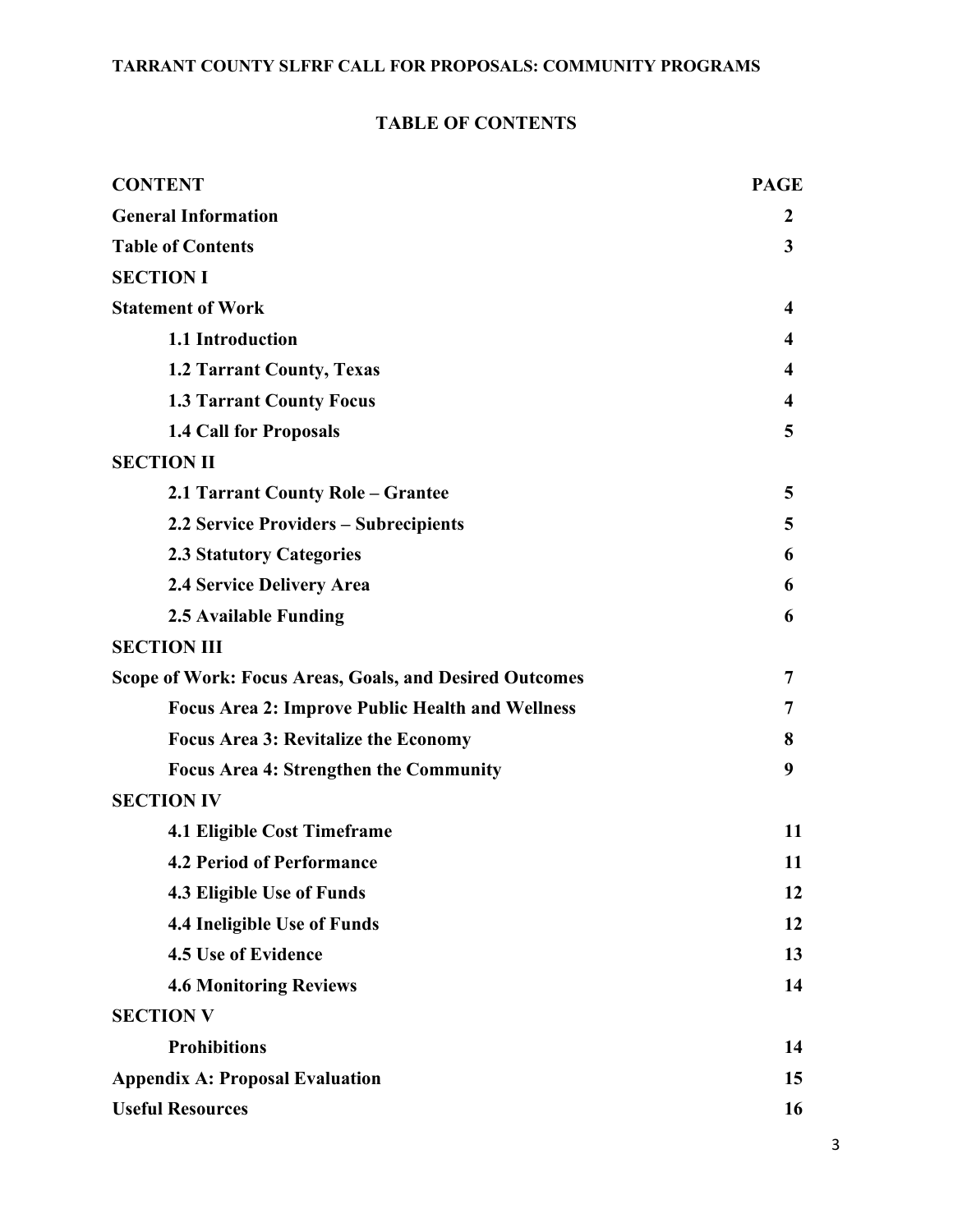# TABLE OF CONTENTS

| CONTENT | PAGE |
|---|---|
| **General Information** | **2** |
| **Table of Contents** | **3** |
| **SECTION I** | |
| **Statement of Work** | **4** |
| **1.1 Introduction** | **4** |
| **1.2 Tarrant County, Texas** | **4** |
| **1.3 Tarrant County Focus** | **4** |
| **1.4 Call for Proposals** | **5** |
| **SECTION II** | |
| **2.1 Tarrant County Role – Grantee** | **5** |
| **2.2 Service Providers – Subrecipients** | **5** |
| **2.3 Statutory Categories** | **6** |
| **2.4 Service Delivery Area** | **6** |
| **2.5 Available Funding** | **6** |
| **SECTION III** | |
| **Scope of Work: Focus Areas, Goals, and Desired Outcomes** | **7** |
| **Focus Area 2: Improve Public Health and Wellness** | **7** |
| **Focus Area 3: Revitalize the Economy** | **8** |
| **Focus Area 4: Strengthen the Community** | **9** |
| **SECTION IV** | |
| **4.1 Eligible Cost Timeframe** | **11** |
| **4.2 Period of Performance** | **11** |
| **4.3 Eligible Use of Funds** | **12** |
| **4.4 Ineligible Use of Funds** | **12** |
| **4.5 Use of Evidence** | **13** |
| **4.6 Monitoring Reviews** | **14** |
| **SECTION V** | |
| **Prohibitions** | **14** |
| **Appendix A: Proposal Evaluation** | **15** |
| **Useful Resources** | **16** |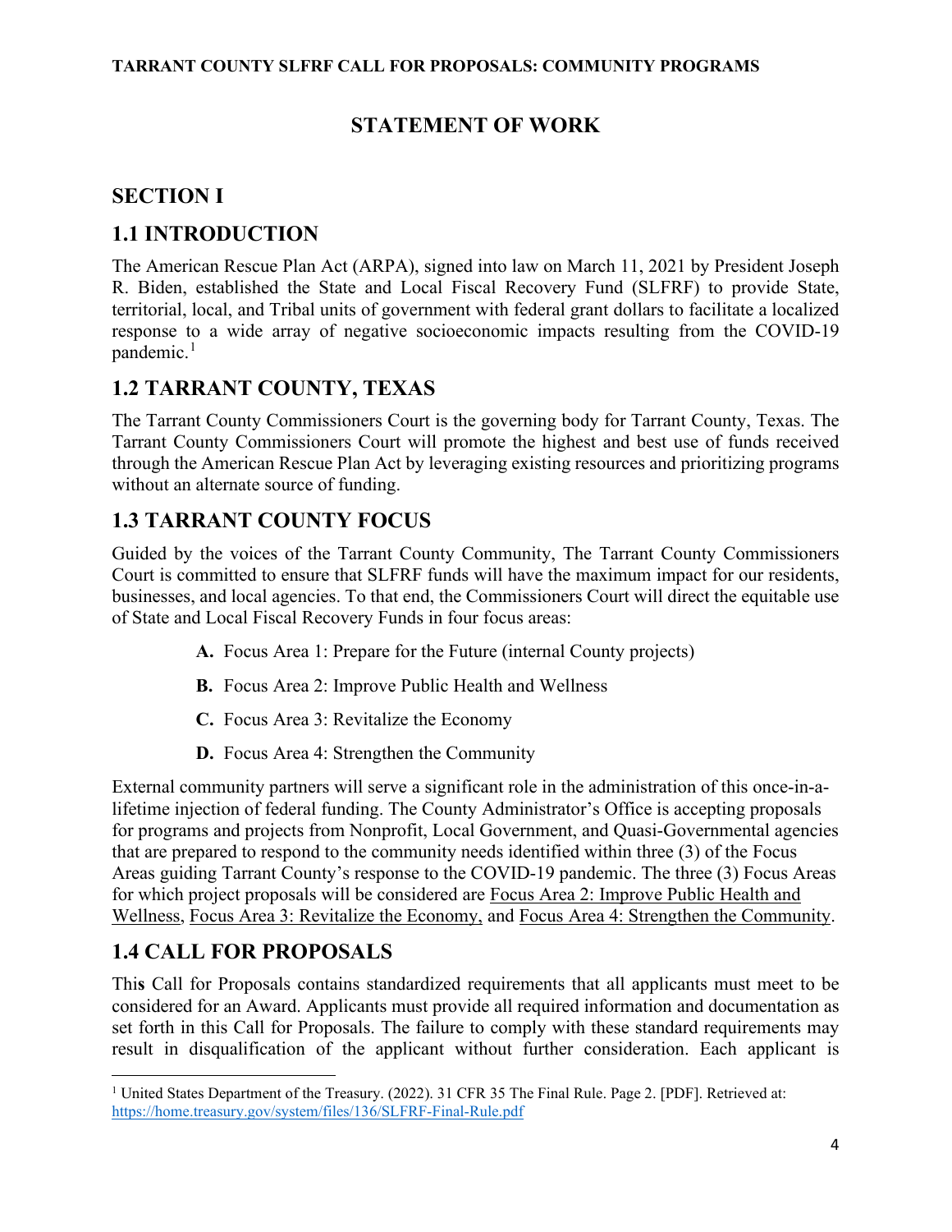# STATEMENT OF WORK

## SECTION I

## 1.1 INTRODUCTION

The American Rescue Plan Act (ARPA), signed into law on March 11, 2021 by President Joseph R. Biden, established the State and Local Fiscal Recovery Fund (SLFRF) to provide State, territorial, local, and Tribal units of government with federal grant dollars to facilitate a localized response to a wide array of negative socioeconomic impacts resulting from the COVID-19 pandemic.[1]

## 1.2 TARRANT COUNTY, TEXAS

The Tarrant County Commissioners Court is the governing body for Tarrant County, Texas. The Tarrant County Commissioners Court will promote the highest and best use of funds received through the American Rescue Plan Act by leveraging existing resources and prioritizing programs without an alternate source of funding.

## 1.3 TARRANT COUNTY FOCUS

Guided by the voices of the Tarrant County Community, The Tarrant County Commissioners Court is committed to ensure that SLFRF funds will have the maximum impact for our residents, businesses, and local agencies. To that end, the Commissioners Court will direct the equitable use of State and Local Fiscal Recovery Funds in four focus areas:

- **A.** Focus Area 1: Prepare for the Future (internal County projects)
- **B.** Focus Area 2: Improve Public Health and Wellness
- **C.** Focus Area 3: Revitalize the Economy
- **D.** Focus Area 4: Strengthen the Community

External community partners will serve a significant role in the administration of this once-in-a-lifetime injection of federal funding. The County Administrator's Office is accepting proposals for programs and projects from Nonprofit, Local Government, and Quasi-Governmental agencies that are prepared to respond to the community needs identified within three (3) of the Focus Areas guiding Tarrant County's response to the COVID-19 pandemic. The three (3) Focus Areas for which project proposals will be considered are Focus Area 2: Improve Public Health and Wellness, Focus Area 3: Revitalize the Economy, and Focus Area 4: Strengthen the Community.

## 1.4 CALL FOR PROPOSALS

This Call for Proposals contains standardized requirements that all applicants must meet to be considered for an Award. Applicants must provide all required information and documentation as set forth in this Call for Proposals. The failure to comply with these standard requirements may result in disqualification of the applicant without further consideration. Each applicant is

[1] United States Department of the Treasury. (2022). 31 CFR 35 The Final Rule. Page 2. [PDF]. Retrieved at: https://home.treasury.gov/system/files/136/SLFRF-Final-Rule.pdf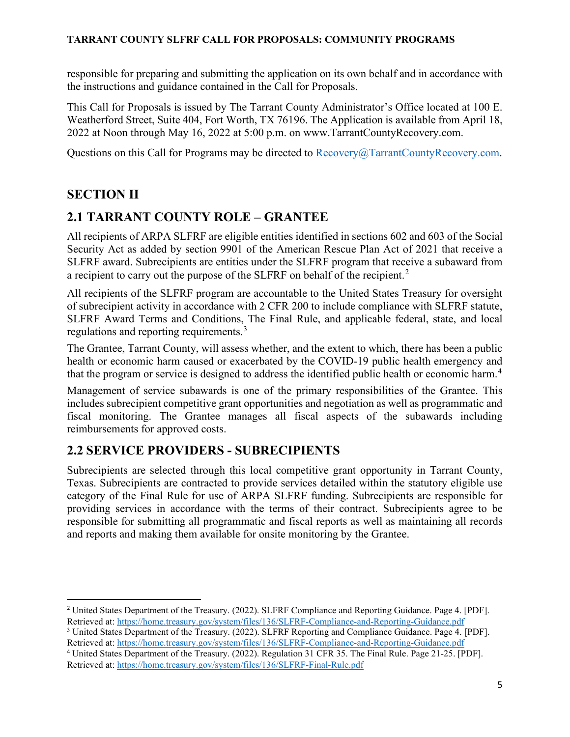responsible for preparing and submitting the application on its own behalf and in accordance with the instructions and guidance contained in the Call for Proposals.

This Call for Proposals is issued by The Tarrant County Administrator's Office located at 100 E. Weatherford Street, Suite 404, Fort Worth, TX 76196. The Application is available from April 18, 2022 at Noon through May 16, 2022 at 5:00 p.m. on www.TarrantCountyRecovery.com.

Questions on this Call for Programs may be directed to Recovery@TarrantCountyRecovery.com.

# SECTION II

## 2.1 TARRANT COUNTY ROLE – GRANTEE

All recipients of ARPA SLFRF are eligible entities identified in sections 602 and 603 of the Social Security Act as added by section 9901 of the American Rescue Plan Act of 2021 that receive a SLFRF award. Subrecipients are entities under the SLFRF program that receive a subaward from a recipient to carry out the purpose of the SLFRF on behalf of the recipient.[2]

All recipients of the SLFRF program are accountable to the United States Treasury for oversight of subrecipient activity in accordance with 2 CFR 200 to include compliance with SLFRF statute, SLFRF Award Terms and Conditions, The Final Rule, and applicable federal, state, and local regulations and reporting requirements.[3]

The Grantee, Tarrant County, will assess whether, and the extent to which, there has been a public health or economic harm caused or exacerbated by the COVID-19 public health emergency and that the program or service is designed to address the identified public health or economic harm.[4]

Management of service subawards is one of the primary responsibilities of the Grantee. This includes subrecipient competitive grant opportunities and negotiation as well as programmatic and fiscal monitoring. The Grantee manages all fiscal aspects of the subawards including reimbursements for approved costs.

## 2.2 SERVICE PROVIDERS - SUBRECIPIENTS

Subrecipients are selected through this local competitive grant opportunity in Tarrant County, Texas. Subrecipients are contracted to provide services detailed within the statutory eligible use category of the Final Rule for use of ARPA SLFRF funding. Subrecipients are responsible for providing services in accordance with the terms of their contract. Subrecipients agree to be responsible for submitting all programmatic and fiscal reports as well as maintaining all records and reports and making them available for onsite monitoring by the Grantee.

---

[2] United States Department of the Treasury. (2022). SLFRF Compliance and Reporting Guidance. Page 4. [PDF]. Retrieved at: https://home.treasury.gov/system/files/136/SLFRF-Compliance-and-Reporting-Guidance.pdf

[3] United States Department of the Treasury. (2022). SLFRF Reporting and Compliance Guidance. Page 4. [PDF]. Retrieved at: https://home.treasury.gov/system/files/136/SLFRF-Compliance-and-Reporting-Guidance.pdf

[4] United States Department of the Treasury. (2022). Regulation 31 CFR 35. The Final Rule. Page 21-25. [PDF]. Retrieved at: https://home.treasury.gov/system/files/136/SLFRF-Final-Rule.pdf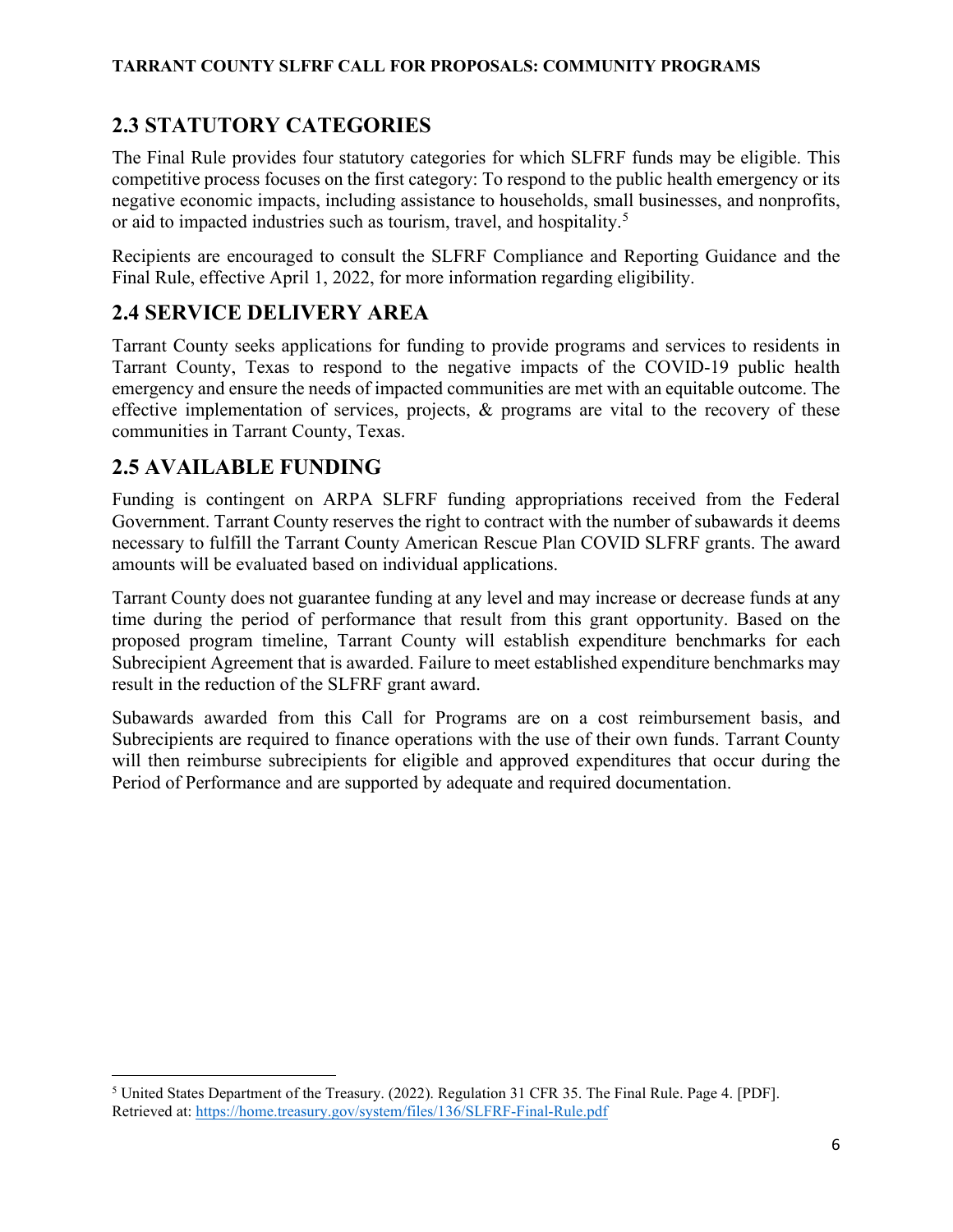## 2.3 STATUTORY CATEGORIES

The Final Rule provides four statutory categories for which SLFRF funds may be eligible. This competitive process focuses on the first category: To respond to the public health emergency or its negative economic impacts, including assistance to households, small businesses, and nonprofits, or aid to impacted industries such as tourism, travel, and hospitality.[5]

Recipients are encouraged to consult the SLFRF Compliance and Reporting Guidance and the Final Rule, effective April 1, 2022, for more information regarding eligibility.

## 2.4 SERVICE DELIVERY AREA

Tarrant County seeks applications for funding to provide programs and services to residents in Tarrant County, Texas to respond to the negative impacts of the COVID-19 public health emergency and ensure the needs of impacted communities are met with an equitable outcome. The effective implementation of services, projects, & programs are vital to the recovery of these communities in Tarrant County, Texas.

## 2.5 AVAILABLE FUNDING

Funding is contingent on ARPA SLFRF funding appropriations received from the Federal Government. Tarrant County reserves the right to contract with the number of subawards it deems necessary to fulfill the Tarrant County American Rescue Plan COVID SLFRF grants. The award amounts will be evaluated based on individual applications.

Tarrant County does not guarantee funding at any level and may increase or decrease funds at any time during the period of performance that result from this grant opportunity. Based on the proposed program timeline, Tarrant County will establish expenditure benchmarks for each Subrecipient Agreement that is awarded. Failure to meet established expenditure benchmarks may result in the reduction of the SLFRF grant award.

Subawards awarded from this Call for Programs are on a cost reimbursement basis, and Subrecipients are required to finance operations with the use of their own funds. Tarrant County will then reimburse subrecipients for eligible and approved expenditures that occur during the Period of Performance and are supported by adequate and required documentation.

---

[5] United States Department of the Treasury. (2022). Regulation 31 CFR 35. The Final Rule. Page 4. [PDF]. Retrieved at: https://home.treasury.gov/system/files/136/SLFRF-Final-Rule.pdf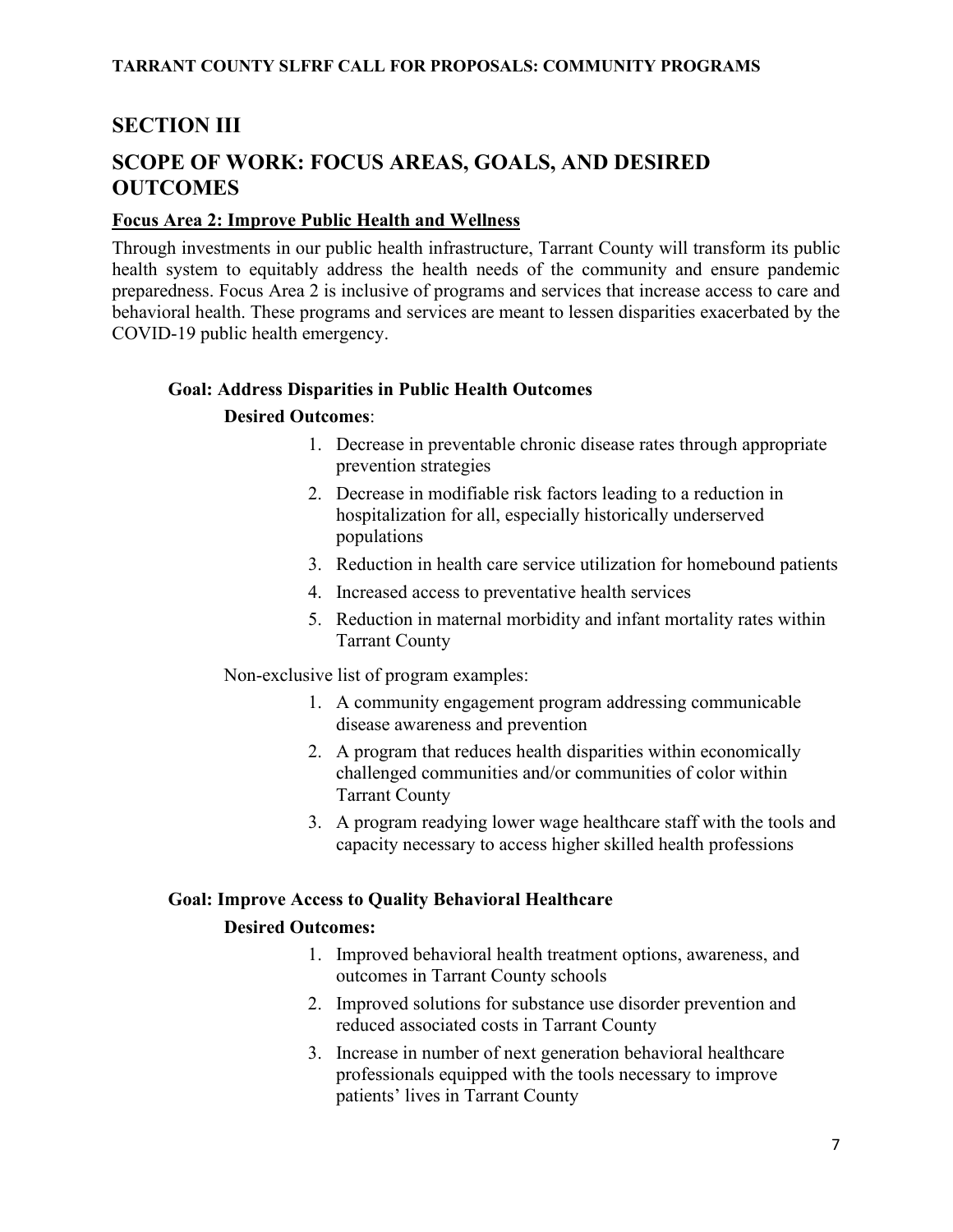## SECTION III

## SCOPE OF WORK: FOCUS AREAS, GOALS, AND DESIRED OUTCOMES

### Focus Area 2: Improve Public Health and Wellness

Through investments in our public health infrastructure, Tarrant County will transform its public health system to equitably address the health needs of the community and ensure pandemic preparedness. Focus Area 2 is inclusive of programs and services that increase access to care and behavioral health. These programs and services are meant to lessen disparities exacerbated by the COVID-19 public health emergency.

#### Goal: Address Disparities in Public Health Outcomes

**Desired Outcomes**:

1. Decrease in preventable chronic disease rates through appropriate prevention strategies
2. Decrease in modifiable risk factors leading to a reduction in hospitalization for all, especially historically underserved populations
3. Reduction in health care service utilization for homebound patients
4. Increased access to preventative health services
5. Reduction in maternal morbidity and infant mortality rates within Tarrant County

Non-exclusive list of program examples:

1. A community engagement program addressing communicable disease awareness and prevention
2. A program that reduces health disparities within economically challenged communities and/or communities of color within Tarrant County
3. A program readying lower wage healthcare staff with the tools and capacity necessary to access higher skilled health professions

#### Goal: Improve Access to Quality Behavioral Healthcare

**Desired Outcomes:**

1. Improved behavioral health treatment options, awareness, and outcomes in Tarrant County schools
2. Improved solutions for substance use disorder prevention and reduced associated costs in Tarrant County
3. Increase in number of next generation behavioral healthcare professionals equipped with the tools necessary to improve patients' lives in Tarrant County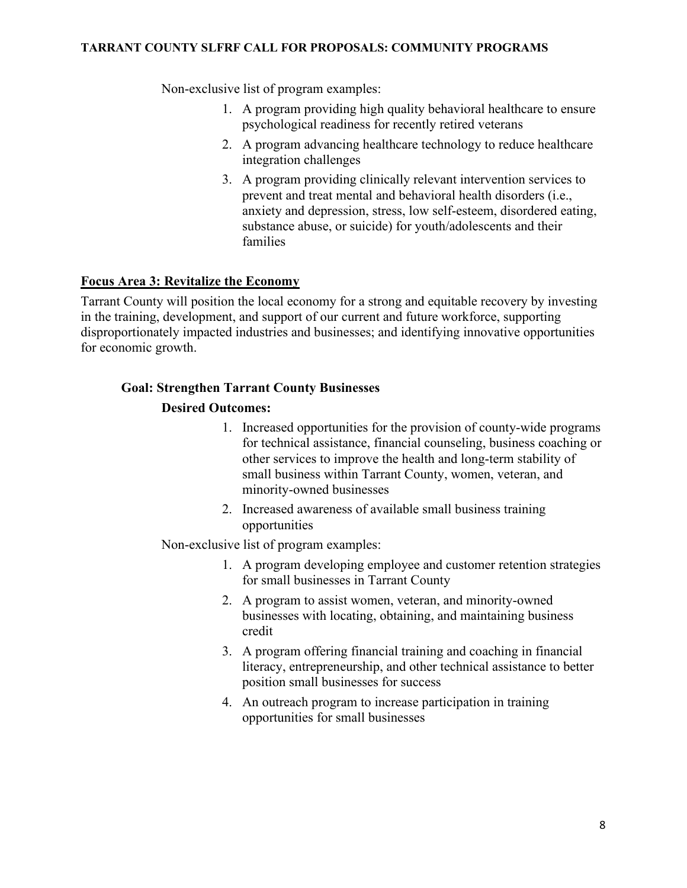Non-exclusive list of program examples:

1. A program providing high quality behavioral healthcare to ensure psychological readiness for recently retired veterans
2. A program advancing healthcare technology to reduce healthcare integration challenges
3. A program providing clinically relevant intervention services to prevent and treat mental and behavioral health disorders (i.e., anxiety and depression, stress, low self-esteem, disordered eating, substance abuse, or suicide) for youth/adolescents and their families

## Focus Area 3: Revitalize the Economy

Tarrant County will position the local economy for a strong and equitable recovery by investing in the training, development, and support of our current and future workforce, supporting disproportionately impacted industries and businesses; and identifying innovative opportunities for economic growth.

### Goal: Strengthen Tarrant County Businesses

**Desired Outcomes:**

1. Increased opportunities for the provision of county-wide programs for technical assistance, financial counseling, business coaching or other services to improve the health and long-term stability of small business within Tarrant County, women, veteran, and minority-owned businesses
2. Increased awareness of available small business training opportunities

Non-exclusive list of program examples:

1. A program developing employee and customer retention strategies for small businesses in Tarrant County
2. A program to assist women, veteran, and minority-owned businesses with locating, obtaining, and maintaining business credit
3. A program offering financial training and coaching in financial literacy, entrepreneurship, and other technical assistance to better position small businesses for success
4. An outreach program to increase participation in training opportunities for small businesses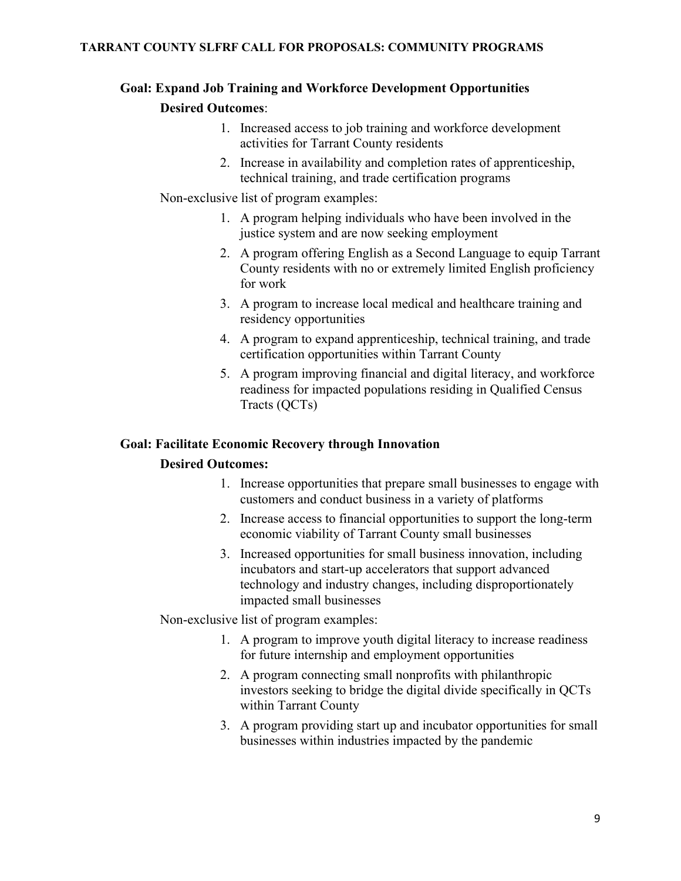## Goal: Expand Job Training and Workforce Development Opportunities

**Desired Outcomes**:

1. Increased access to job training and workforce development activities for Tarrant County residents
2. Increase in availability and completion rates of apprenticeship, technical training, and trade certification programs

Non-exclusive list of program examples:

1. A program helping individuals who have been involved in the justice system and are now seeking employment
2. A program offering English as a Second Language to equip Tarrant County residents with no or extremely limited English proficiency for work
3. A program to increase local medical and healthcare training and residency opportunities
4. A program to expand apprenticeship, technical training, and trade certification opportunities within Tarrant County
5. A program improving financial and digital literacy, and workforce readiness for impacted populations residing in Qualified Census Tracts (QCTs)

## Goal: Facilitate Economic Recovery through Innovation

**Desired Outcomes:**

1. Increase opportunities that prepare small businesses to engage with customers and conduct business in a variety of platforms
2. Increase access to financial opportunities to support the long-term economic viability of Tarrant County small businesses
3. Increased opportunities for small business innovation, including incubators and start-up accelerators that support advanced technology and industry changes, including disproportionately impacted small businesses

Non-exclusive list of program examples:

1. A program to improve youth digital literacy to increase readiness for future internship and employment opportunities
2. A program connecting small nonprofits with philanthropic investors seeking to bridge the digital divide specifically in QCTs within Tarrant County
3. A program providing start up and incubator opportunities for small businesses within industries impacted by the pandemic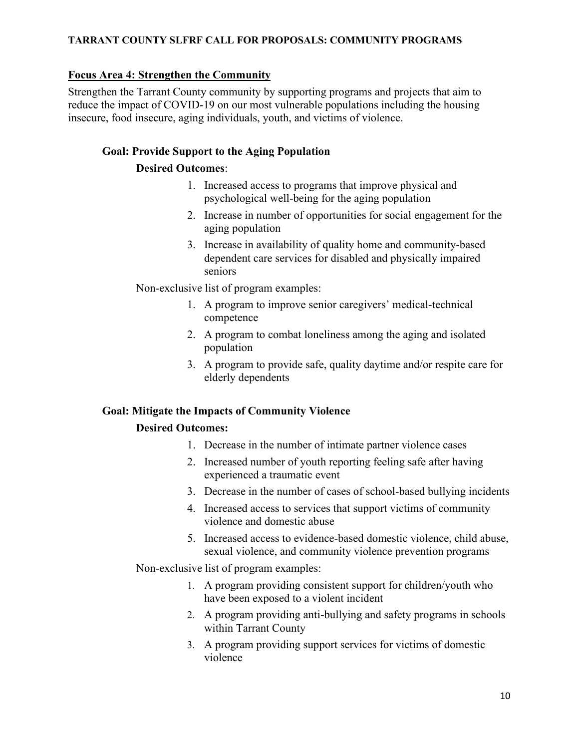## Focus Area 4: Strengthen the Community

Strengthen the Tarrant County community by supporting programs and projects that aim to reduce the impact of COVID-19 on our most vulnerable populations including the housing insecure, food insecure, aging individuals, youth, and victims of violence.

### Goal: Provide Support to the Aging Population

**Desired Outcomes**:

1. Increased access to programs that improve physical and psychological well-being for the aging population
2. Increase in number of opportunities for social engagement for the aging population
3. Increase in availability of quality home and community-based dependent care services for disabled and physically impaired seniors

Non-exclusive list of program examples:

1. A program to improve senior caregivers' medical-technical competence
2. A program to combat loneliness among the aging and isolated population
3. A program to provide safe, quality daytime and/or respite care for elderly dependents

### Goal: Mitigate the Impacts of Community Violence

**Desired Outcomes:**

1. Decrease in the number of intimate partner violence cases
2. Increased number of youth reporting feeling safe after having experienced a traumatic event
3. Decrease in the number of cases of school-based bullying incidents
4. Increased access to services that support victims of community violence and domestic abuse
5. Increased access to evidence-based domestic violence, child abuse, sexual violence, and community violence prevention programs

Non-exclusive list of program examples:

1. A program providing consistent support for children/youth who have been exposed to a violent incident
2. A program providing anti-bullying and safety programs in schools within Tarrant County
3. A program providing support services for victims of domestic violence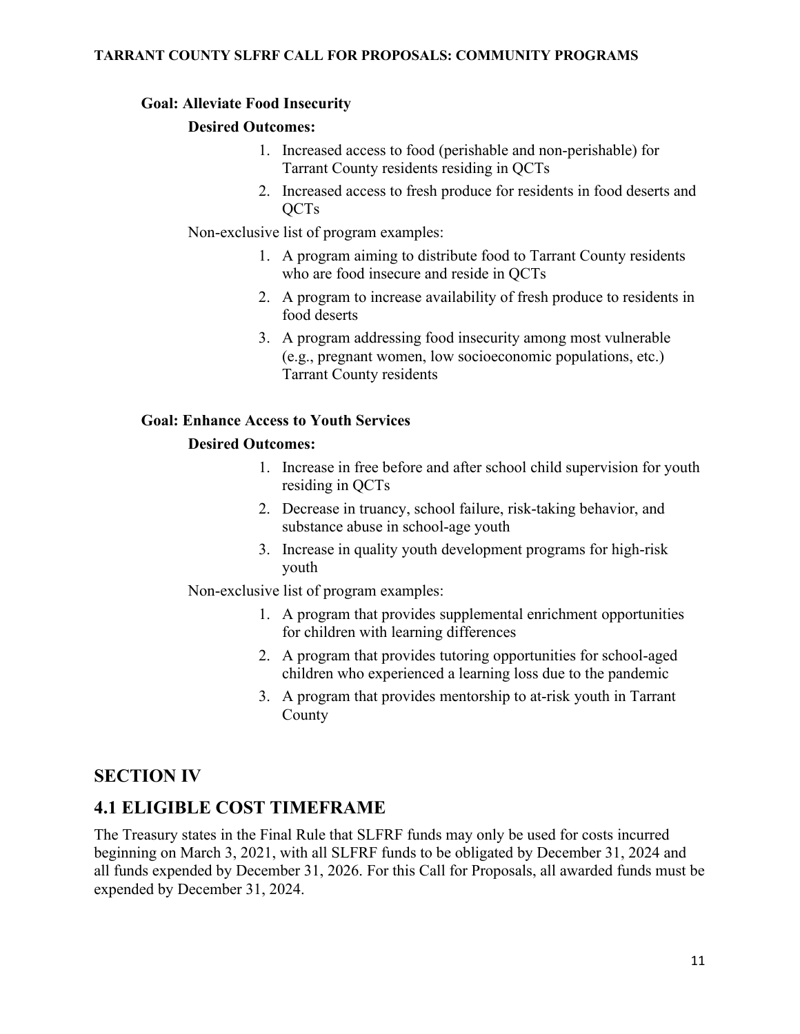**Goal: Alleviate Food Insecurity**

**Desired Outcomes:**

1. Increased access to food (perishable and non-perishable) for Tarrant County residents residing in QCTs
2. Increased access to fresh produce for residents in food deserts and QCTs

Non-exclusive list of program examples:

1. A program aiming to distribute food to Tarrant County residents who are food insecure and reside in QCTs
2. A program to increase availability of fresh produce to residents in food deserts
3. A program addressing food insecurity among most vulnerable (e.g., pregnant women, low socioeconomic populations, etc.) Tarrant County residents

**Goal: Enhance Access to Youth Services**

**Desired Outcomes:**

1. Increase in free before and after school child supervision for youth residing in QCTs
2. Decrease in truancy, school failure, risk-taking behavior, and substance abuse in school-age youth
3. Increase in quality youth development programs for high-risk youth

Non-exclusive list of program examples:

1. A program that provides supplemental enrichment opportunities for children with learning differences
2. A program that provides tutoring opportunities for school-aged children who experienced a learning loss due to the pandemic
3. A program that provides mentorship to at-risk youth in Tarrant County

## SECTION IV

## 4.1 ELIGIBLE COST TIMEFRAME

The Treasury states in the Final Rule that SLFRF funds may only be used for costs incurred beginning on March 3, 2021, with all SLFRF funds to be obligated by December 31, 2024 and all funds expended by December 31, 2026. For this Call for Proposals, all awarded funds must be expended by December 31, 2024.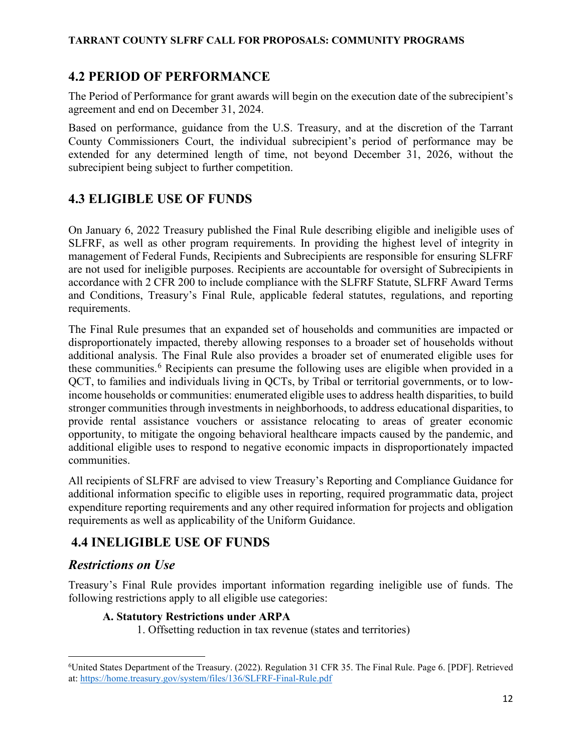## 4.2 PERIOD OF PERFORMANCE

The Period of Performance for grant awards will begin on the execution date of the subrecipient's agreement and end on December 31, 2024.

Based on performance, guidance from the U.S. Treasury, and at the discretion of the Tarrant County Commissioners Court, the individual subrecipient's period of performance may be extended for any determined length of time, not beyond December 31, 2026, without the subrecipient being subject to further competition.

## 4.3 ELIGIBLE USE OF FUNDS

On January 6, 2022 Treasury published the Final Rule describing eligible and ineligible uses of SLFRF, as well as other program requirements. In providing the highest level of integrity in management of Federal Funds, Recipients and Subrecipients are responsible for ensuring SLFRF are not used for ineligible purposes. Recipients are accountable for oversight of Subrecipients in accordance with 2 CFR 200 to include compliance with the SLFRF Statute, SLFRF Award Terms and Conditions, Treasury's Final Rule, applicable federal statutes, regulations, and reporting requirements.

The Final Rule presumes that an expanded set of households and communities are impacted or disproportionately impacted, thereby allowing responses to a broader set of households without additional analysis. The Final Rule also provides a broader set of enumerated eligible uses for these communities.[6] Recipients can presume the following uses are eligible when provided in a QCT, to families and individuals living in QCTs, by Tribal or territorial governments, or to low-income households or communities: enumerated eligible uses to address health disparities, to build stronger communities through investments in neighborhoods, to address educational disparities, to provide rental assistance vouchers or assistance relocating to areas of greater economic opportunity, to mitigate the ongoing behavioral healthcare impacts caused by the pandemic, and additional eligible uses to respond to negative economic impacts in disproportionately impacted communities.

All recipients of SLFRF are advised to view Treasury's Reporting and Compliance Guidance for additional information specific to eligible uses in reporting, required programmatic data, project expenditure reporting requirements and any other required information for projects and obligation requirements as well as applicability of the Uniform Guidance.

## 4.4 INELIGIBLE USE OF FUNDS

### *Restrictions on Use*

Treasury's Final Rule provides important information regarding ineligible use of funds. The following restrictions apply to all eligible use categories:

**A. Statutory Restrictions under ARPA**

1. Offsetting reduction in tax revenue (states and territories)

[6] United States Department of the Treasury. (2022). Regulation 31 CFR 35. The Final Rule. Page 6. [PDF]. Retrieved at: https://home.treasury.gov/system/files/136/SLFRF-Final-Rule.pdf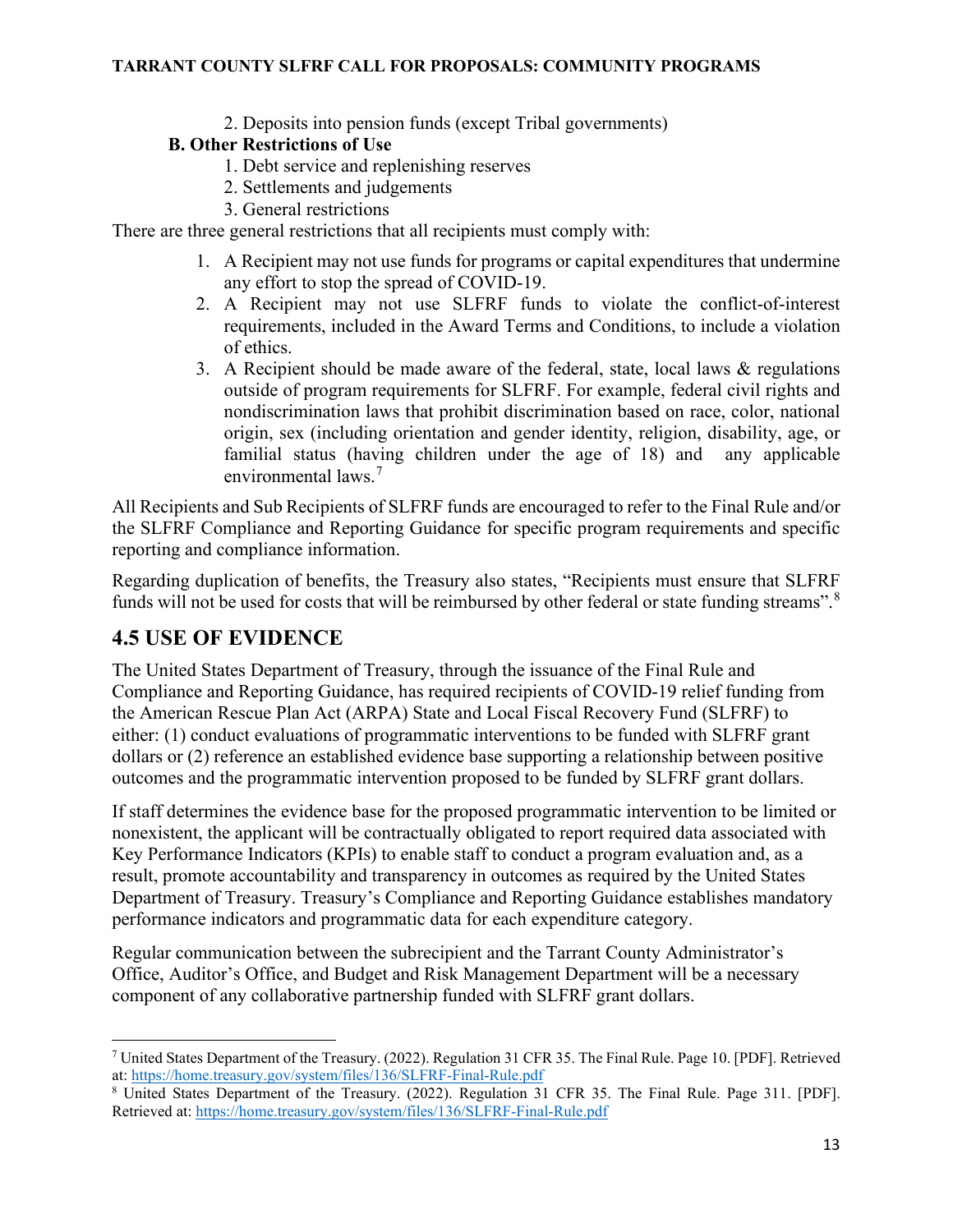2. Deposits into pension funds (except Tribal governments)

**B. Other Restrictions of Use**

1. Debt service and replenishing reserves
2. Settlements and judgements
3. General restrictions

There are three general restrictions that all recipients must comply with:

1. A Recipient may not use funds for programs or capital expenditures that undermine any effort to stop the spread of COVID-19.
2. A Recipient may not use SLFRF funds to violate the conflict-of-interest requirements, included in the Award Terms and Conditions, to include a violation of ethics.
3. A Recipient should be made aware of the federal, state, local laws & regulations outside of program requirements for SLFRF. For example, federal civil rights and nondiscrimination laws that prohibit discrimination based on race, color, national origin, sex (including orientation and gender identity, religion, disability, age, or familial status (having children under the age of 18) and any applicable environmental laws.[7]

All Recipients and Sub Recipients of SLFRF funds are encouraged to refer to the Final Rule and/or the SLFRF Compliance and Reporting Guidance for specific program requirements and specific reporting and compliance information.

Regarding duplication of benefits, the Treasury also states, "Recipients must ensure that SLFRF funds will not be used for costs that will be reimbursed by other federal or state funding streams".[8]

## 4.5 USE OF EVIDENCE

The United States Department of Treasury, through the issuance of the Final Rule and Compliance and Reporting Guidance, has required recipients of COVID-19 relief funding from the American Rescue Plan Act (ARPA) State and Local Fiscal Recovery Fund (SLFRF) to either: (1) conduct evaluations of programmatic interventions to be funded with SLFRF grant dollars or (2) reference an established evidence base supporting a relationship between positive outcomes and the programmatic intervention proposed to be funded by SLFRF grant dollars.

If staff determines the evidence base for the proposed programmatic intervention to be limited or nonexistent, the applicant will be contractually obligated to report required data associated with Key Performance Indicators (KPIs) to enable staff to conduct a program evaluation and, as a result, promote accountability and transparency in outcomes as required by the United States Department of Treasury. Treasury's Compliance and Reporting Guidance establishes mandatory performance indicators and programmatic data for each expenditure category.

Regular communication between the subrecipient and the Tarrant County Administrator's Office, Auditor's Office, and Budget and Risk Management Department will be a necessary component of any collaborative partnership funded with SLFRF grant dollars.

---

[7] United States Department of the Treasury. (2022). Regulation 31 CFR 35. The Final Rule. Page 10. [PDF]. Retrieved at: https://home.treasury.gov/system/files/136/SLFRF-Final-Rule.pdf

[8] United States Department of the Treasury. (2022). Regulation 31 CFR 35. The Final Rule. Page 311. [PDF]. Retrieved at: https://home.treasury.gov/system/files/136/SLFRF-Final-Rule.pdf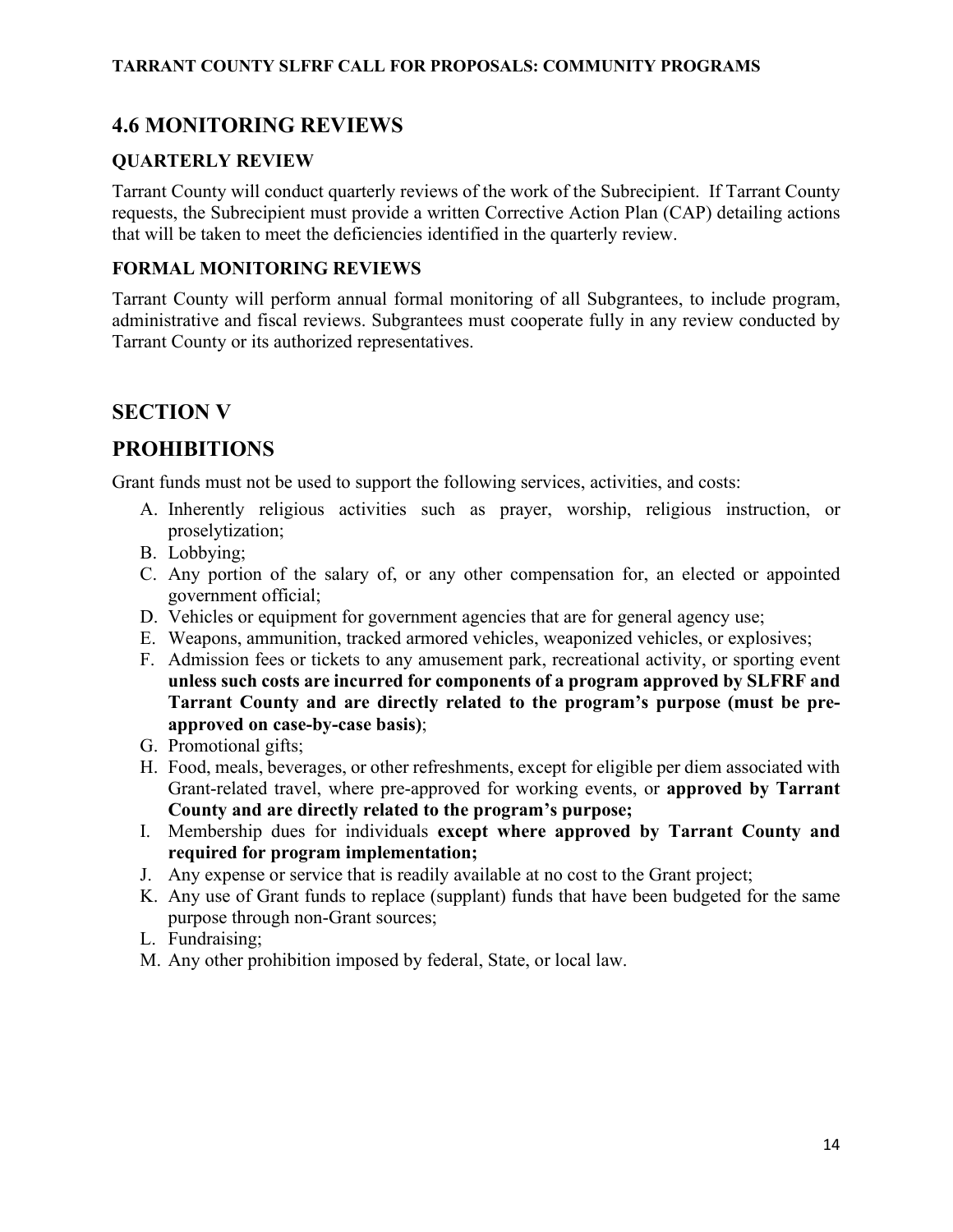## 4.6 MONITORING REVIEWS

### QUARTERLY REVIEW

Tarrant County will conduct quarterly reviews of the work of the Subrecipient. If Tarrant County requests, the Subrecipient must provide a written Corrective Action Plan (CAP) detailing actions that will be taken to meet the deficiencies identified in the quarterly review.

### FORMAL MONITORING REVIEWS

Tarrant County will perform annual formal monitoring of all Subgrantees, to include program, administrative and fiscal reviews. Subgrantees must cooperate fully in any review conducted by Tarrant County or its authorized representatives.

## SECTION V

## PROHIBITIONS

Grant funds must not be used to support the following services, activities, and costs:

A. Inherently religious activities such as prayer, worship, religious instruction, or proselytization;
B. Lobbying;
C. Any portion of the salary of, or any other compensation for, an elected or appointed government official;
D. Vehicles or equipment for government agencies that are for general agency use;
E. Weapons, ammunition, tracked armored vehicles, weaponized vehicles, or explosives;
F. Admission fees or tickets to any amusement park, recreational activity, or sporting event **unless such costs are incurred for components of a program approved by SLFRF and Tarrant County and are directly related to the program's purpose (must be pre-approved on case-by-case basis)**;
G. Promotional gifts;
H. Food, meals, beverages, or other refreshments, except for eligible per diem associated with Grant-related travel, where pre-approved for working events, or **approved by Tarrant County and are directly related to the program's purpose;**
I. Membership dues for individuals **except where approved by Tarrant County and required for program implementation;**
J. Any expense or service that is readily available at no cost to the Grant project;
K. Any use of Grant funds to replace (supplant) funds that have been budgeted for the same purpose through non-Grant sources;
L. Fundraising;
M. Any other prohibition imposed by federal, State, or local law.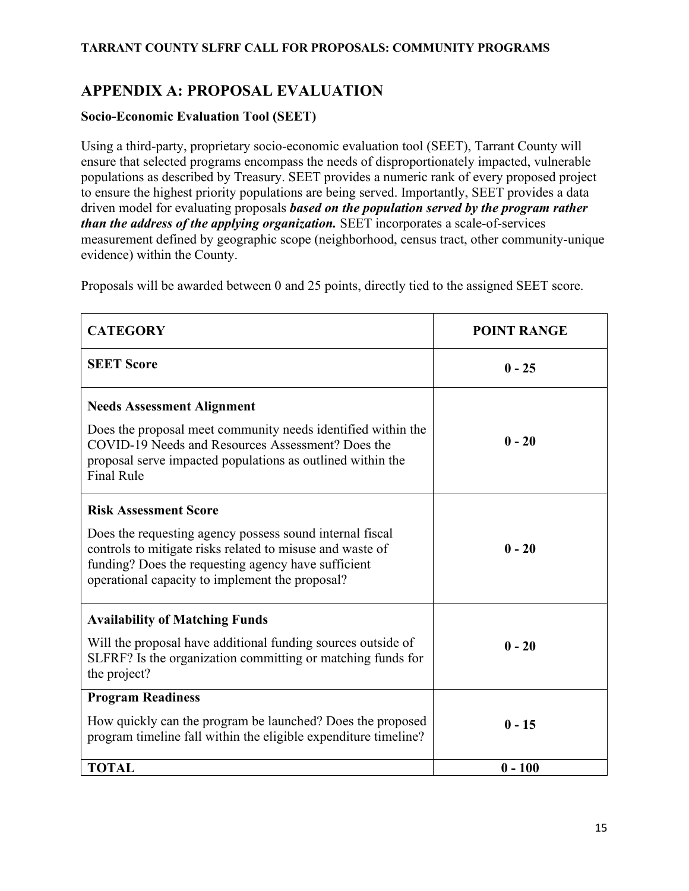## APPENDIX A: PROPOSAL EVALUATION

### Socio-Economic Evaluation Tool (SEET)

Using a third-party, proprietary socio-economic evaluation tool (SEET), Tarrant County will ensure that selected programs encompass the needs of disproportionately impacted, vulnerable populations as described by Treasury. SEET provides a numeric rank of every proposed project to ensure the highest priority populations are being served. Importantly, SEET provides a data driven model for evaluating proposals ***based on the population served by the program rather than the address of the applying organization.*** SEET incorporates a scale-of-services measurement defined by geographic scope (neighborhood, census tract, other community-unique evidence) within the County.

Proposals will be awarded between 0 and 25 points, directly tied to the assigned SEET score.

| CATEGORY | POINT RANGE |
|---|---|
| **SEET Score** | **0 - 25** |
| **Needs Assessment Alignment**<br>Does the proposal meet community needs identified within the COVID-19 Needs and Resources Assessment? Does the proposal serve impacted populations as outlined within the Final Rule | **0 - 20** |
| **Risk Assessment Score**<br>Does the requesting agency possess sound internal fiscal controls to mitigate risks related to misuse and waste of funding? Does the requesting agency have sufficient operational capacity to implement the proposal? | **0 - 20** |
| **Availability of Matching Funds**<br>Will the proposal have additional funding sources outside of SLFRF? Is the organization committing or matching funds for the project? | **0 - 20** |
| **Program Readiness**<br>How quickly can the program be launched? Does the proposed program timeline fall within the eligible expenditure timeline? | **0 - 15** |
| **TOTAL** | **0 - 100** |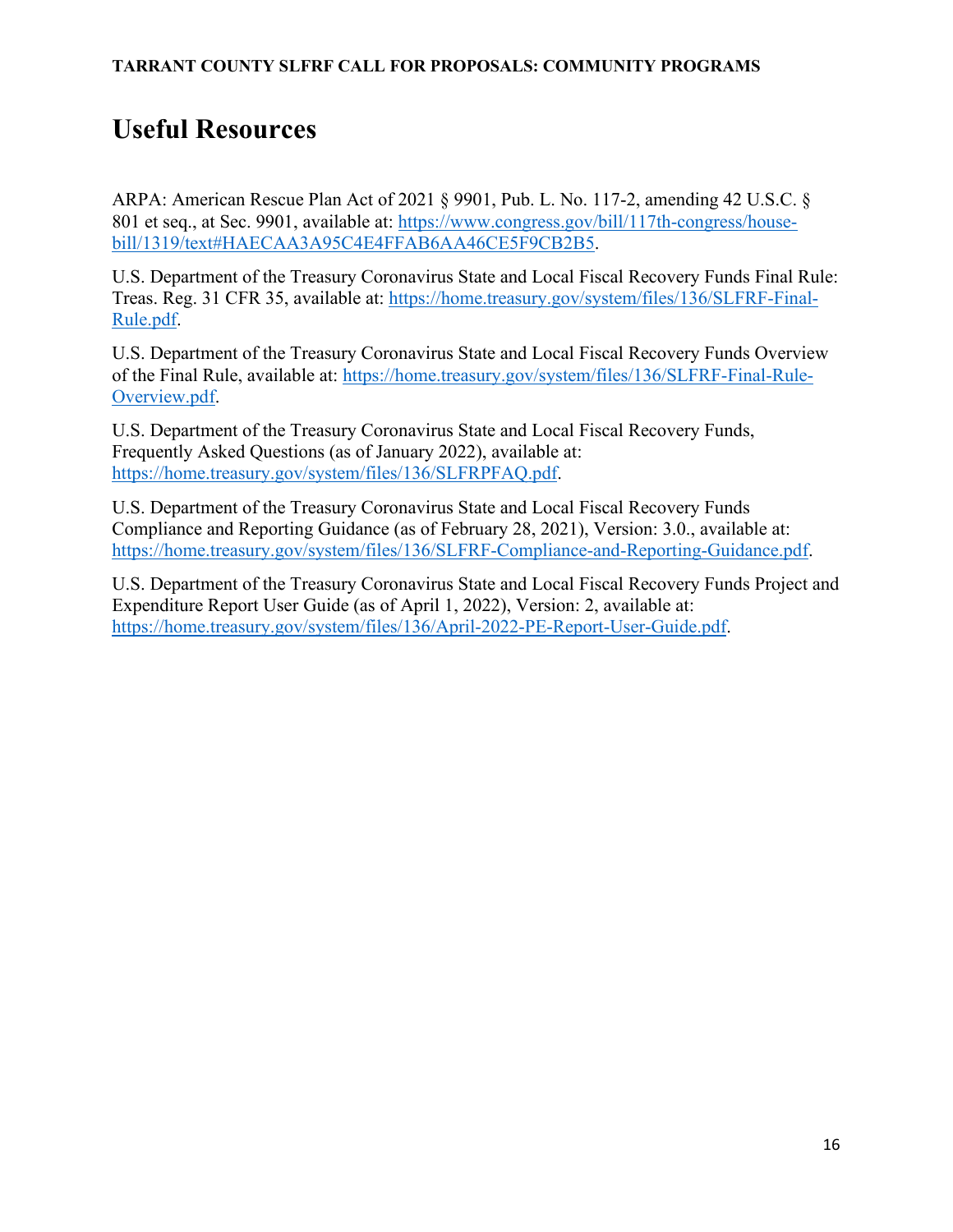# Useful Resources

ARPA: American Rescue Plan Act of 2021 § 9901, Pub. L. No. 117-2, amending 42 U.S.C. § 801 et seq., at Sec. 9901, available at: [https://www.congress.gov/bill/117th-congress/house-bill/1319/text#HAECAA3A95C4E4FFAB6AA46CE5F9CB2B5](https://www.congress.gov/bill/117th-congress/house-bill/1319/text#HAECAA3A95C4E4FFAB6AA46CE5F9CB2B5).

U.S. Department of the Treasury Coronavirus State and Local Fiscal Recovery Funds Final Rule: Treas. Reg. 31 CFR 35, available at: [https://home.treasury.gov/system/files/136/SLFRF-Final-Rule.pdf](https://home.treasury.gov/system/files/136/SLFRF-Final-Rule.pdf).

U.S. Department of the Treasury Coronavirus State and Local Fiscal Recovery Funds Overview of the Final Rule, available at: [https://home.treasury.gov/system/files/136/SLFRF-Final-Rule-Overview.pdf](https://home.treasury.gov/system/files/136/SLFRF-Final-Rule-Overview.pdf).

U.S. Department of the Treasury Coronavirus State and Local Fiscal Recovery Funds, Frequently Asked Questions (as of January 2022), available at: [https://home.treasury.gov/system/files/136/SLFRPFAQ.pdf](https://home.treasury.gov/system/files/136/SLFRPFAQ.pdf).

U.S. Department of the Treasury Coronavirus State and Local Fiscal Recovery Funds Compliance and Reporting Guidance (as of February 28, 2021), Version: 3.0., available at: [https://home.treasury.gov/system/files/136/SLFRF-Compliance-and-Reporting-Guidance.pdf](https://home.treasury.gov/system/files/136/SLFRF-Compliance-and-Reporting-Guidance.pdf).

U.S. Department of the Treasury Coronavirus State and Local Fiscal Recovery Funds Project and Expenditure Report User Guide (as of April 1, 2022), Version: 2, available at: [https://home.treasury.gov/system/files/136/April-2022-PE-Report-User-Guide.pdf](https://home.treasury.gov/system/files/136/April-2022-PE-Report-User-Guide.pdf).